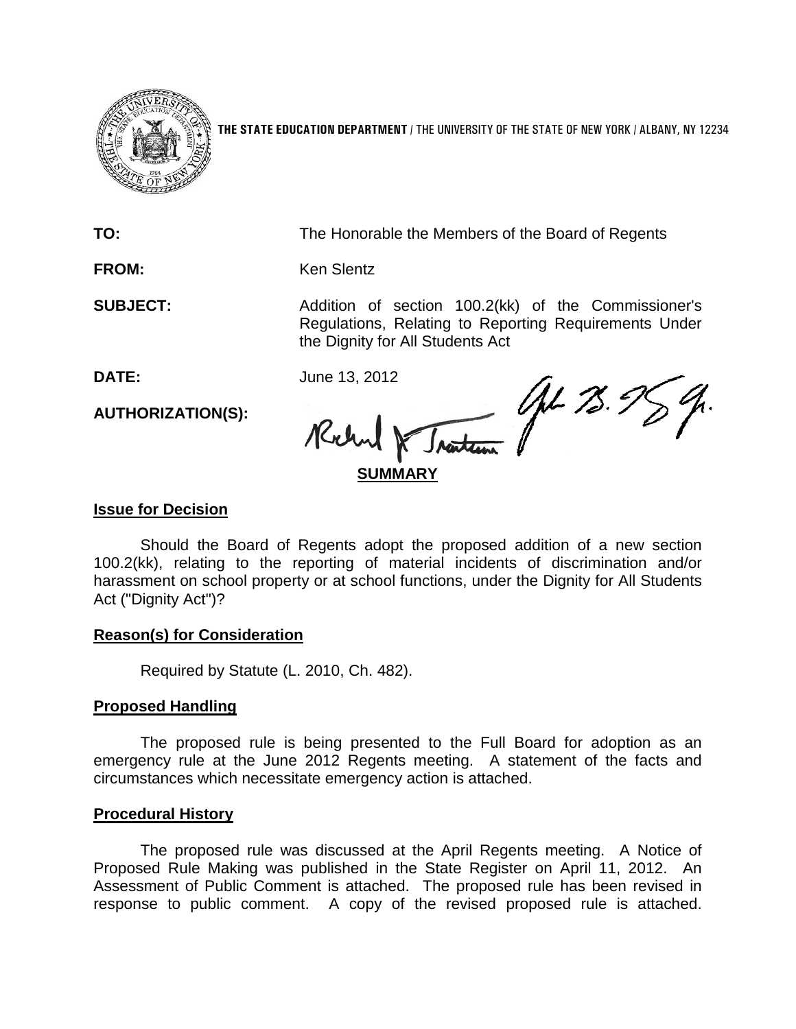**THE STATE EDUCATION DEPARTMENT** / THE UNIVERSITY OF THE STATE OF NEW YORK / ALBANY, NY 12234

**TO:** The Honorable the Members of the Board of Regents

**FROM:** Ken Slentz

**SUBJECT:** Addition of section 100.2(kk) of the Commissioner's Regulations, Relating to Reporting Requirements Under the Dignity for All Students Act

**DATE:** June 13, 2012

**AUTHORIZATION(S):**

**SUMMARY**

**Issue for Decision**

Should the Board of Regents adopt the proposed addition of a new section 100.2(kk), relating to the reporting of material incidents of discrimination and/or harassment on school property or at school functions, under the Dignity for All Students Act ("Dignity Act")?

**Reason(s) for Consideration**

Required by Statute (L. 2010, Ch. 482).

**Proposed Handling**

The proposed rule is being presented to the Full Board for adoption as an emergency rule at the June 2012 Regents meeting. A statement of the facts and circumstances which necessitate emergency action is attached.

**Procedural History**

The proposed rule was discussed at the April Regents meeting. A Notice of Proposed Rule Making was published in the State Register on April 11, 2012. An Assessment of Public Comment is attached. The proposed rule has been revised in response to public comment. A copy of the revised proposed rule is attached.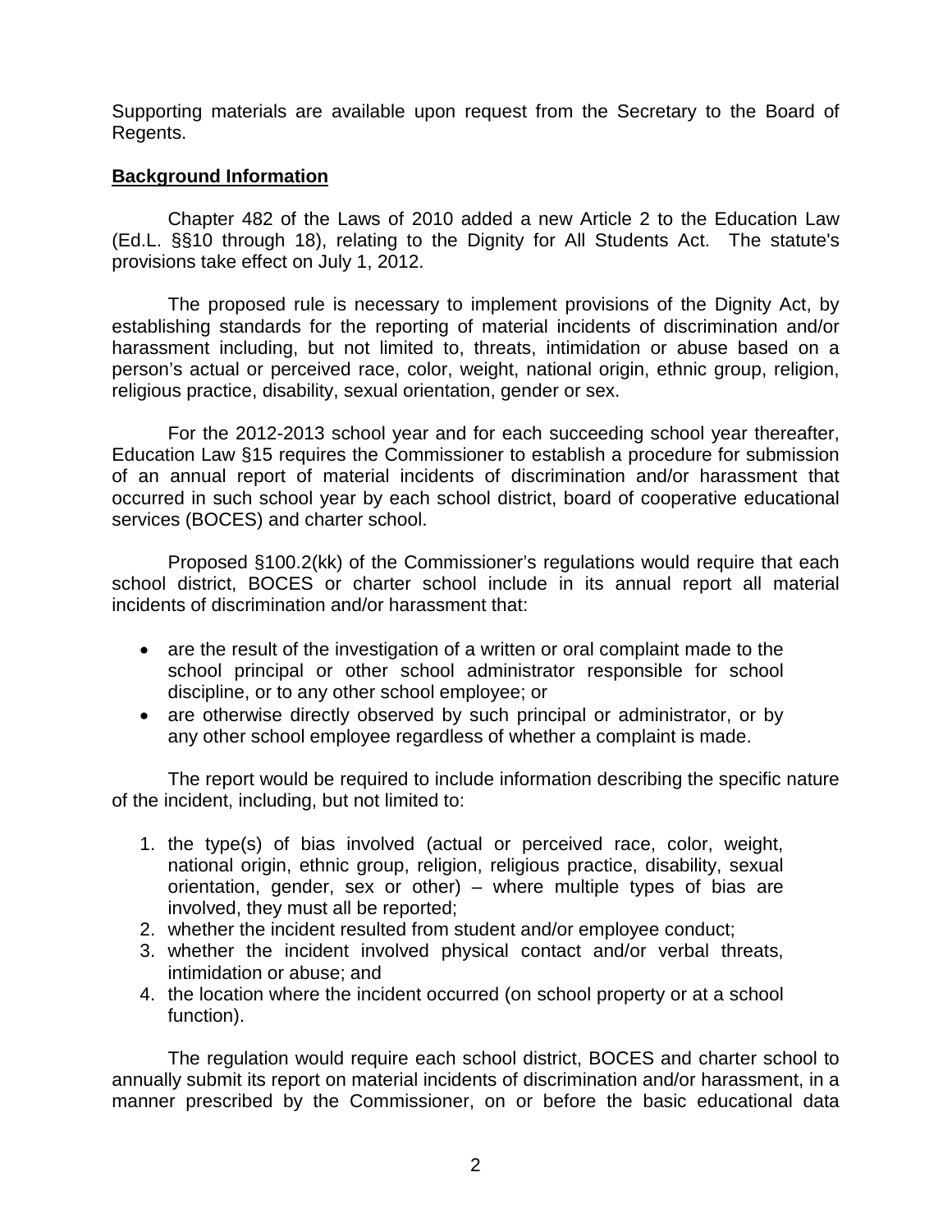Supporting materials are available upon request from the Secretary to the Board of Regents.

## Background Information

Chapter 482 of the Laws of 2010 added a new Article 2 to the Education Law (Ed.L. §§10 through 18), relating to the Dignity for All Students Act. The statute's provisions take effect on July 1, 2012.

The proposed rule is necessary to implement provisions of the Dignity Act, by establishing standards for the reporting of material incidents of discrimination and/or harassment including, but not limited to, threats, intimidation or abuse based on a person's actual or perceived race, color, weight, national origin, ethnic group, religion, religious practice, disability, sexual orientation, gender or sex.

For the 2012-2013 school year and for each succeeding school year thereafter, Education Law §15 requires the Commissioner to establish a procedure for submission of an annual report of material incidents of discrimination and/or harassment that occurred in such school year by each school district, board of cooperative educational services (BOCES) and charter school.

Proposed §100.2(kk) of the Commissioner's regulations would require that each school district, BOCES or charter school include in its annual report all material incidents of discrimination and/or harassment that:

- are the result of the investigation of a written or oral complaint made to the school principal or other school administrator responsible for school discipline, or to any other school employee; or
- are otherwise directly observed by such principal or administrator, or by any other school employee regardless of whether a complaint is made.

The report would be required to include information describing the specific nature of the incident, including, but not limited to:

1. the type(s) of bias involved (actual or perceived race, color, weight, national origin, ethnic group, religion, religious practice, disability, sexual orientation, gender, sex or other) – where multiple types of bias are involved, they must all be reported;
2. whether the incident resulted from student and/or employee conduct;
3. whether the incident involved physical contact and/or verbal threats, intimidation or abuse; and
4. the location where the incident occurred (on school property or at a school function).

The regulation would require each school district, BOCES and charter school to annually submit its report on material incidents of discrimination and/or harassment, in a manner prescribed by the Commissioner, on or before the basic educational data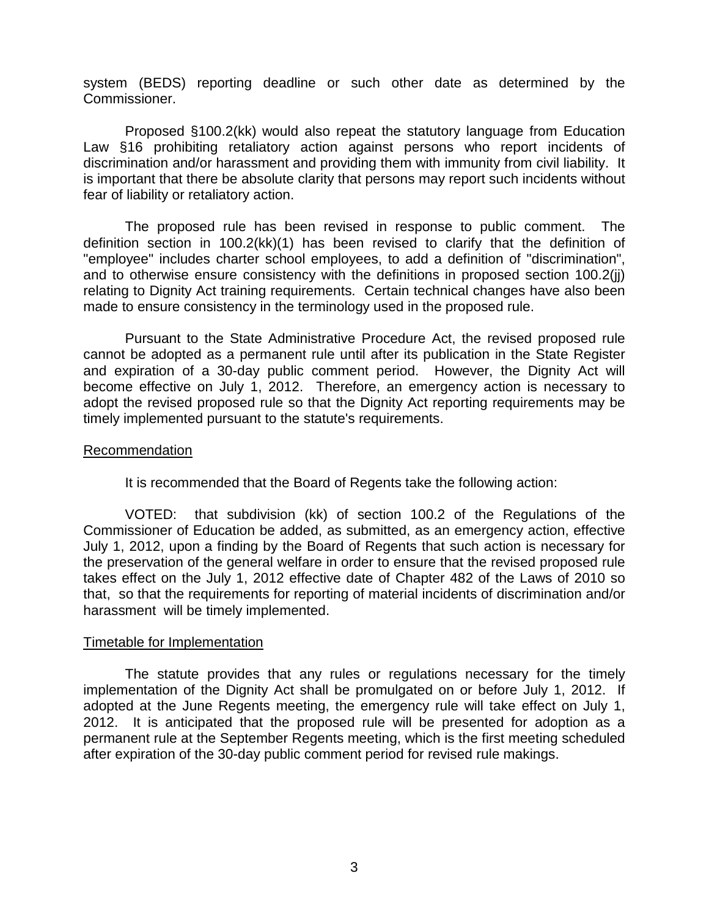system (BEDS) reporting deadline or such other date as determined by the Commissioner.

Proposed §100.2(kk) would also repeat the statutory language from Education Law §16 prohibiting retaliatory action against persons who report incidents of discrimination and/or harassment and providing them with immunity from civil liability. It is important that there be absolute clarity that persons may report such incidents without fear of liability or retaliatory action.

The proposed rule has been revised in response to public comment. The definition section in 100.2(kk)(1) has been revised to clarify that the definition of "employee" includes charter school employees, to add a definition of "discrimination", and to otherwise ensure consistency with the definitions in proposed section 100.2(jj) relating to Dignity Act training requirements. Certain technical changes have also been made to ensure consistency in the terminology used in the proposed rule.

Pursuant to the State Administrative Procedure Act, the revised proposed rule cannot be adopted as a permanent rule until after its publication in the State Register and expiration of a 30-day public comment period. However, the Dignity Act will become effective on July 1, 2012. Therefore, an emergency action is necessary to adopt the revised proposed rule so that the Dignity Act reporting requirements may be timely implemented pursuant to the statute's requirements.

## Recommendation

It is recommended that the Board of Regents take the following action:

VOTED: that subdivision (kk) of section 100.2 of the Regulations of the Commissioner of Education be added, as submitted, as an emergency action, effective July 1, 2012, upon a finding by the Board of Regents that such action is necessary for the preservation of the general welfare in order to ensure that the revised proposed rule takes effect on the July 1, 2012 effective date of Chapter 482 of the Laws of 2010 so that, so that the requirements for reporting of material incidents of discrimination and/or harassment will be timely implemented.

## Timetable for Implementation

The statute provides that any rules or regulations necessary for the timely implementation of the Dignity Act shall be promulgated on or before July 1, 2012. If adopted at the June Regents meeting, the emergency rule will take effect on July 1, 2012. It is anticipated that the proposed rule will be presented for adoption as a permanent rule at the September Regents meeting, which is the first meeting scheduled after expiration of the 30-day public comment period for revised rule makings.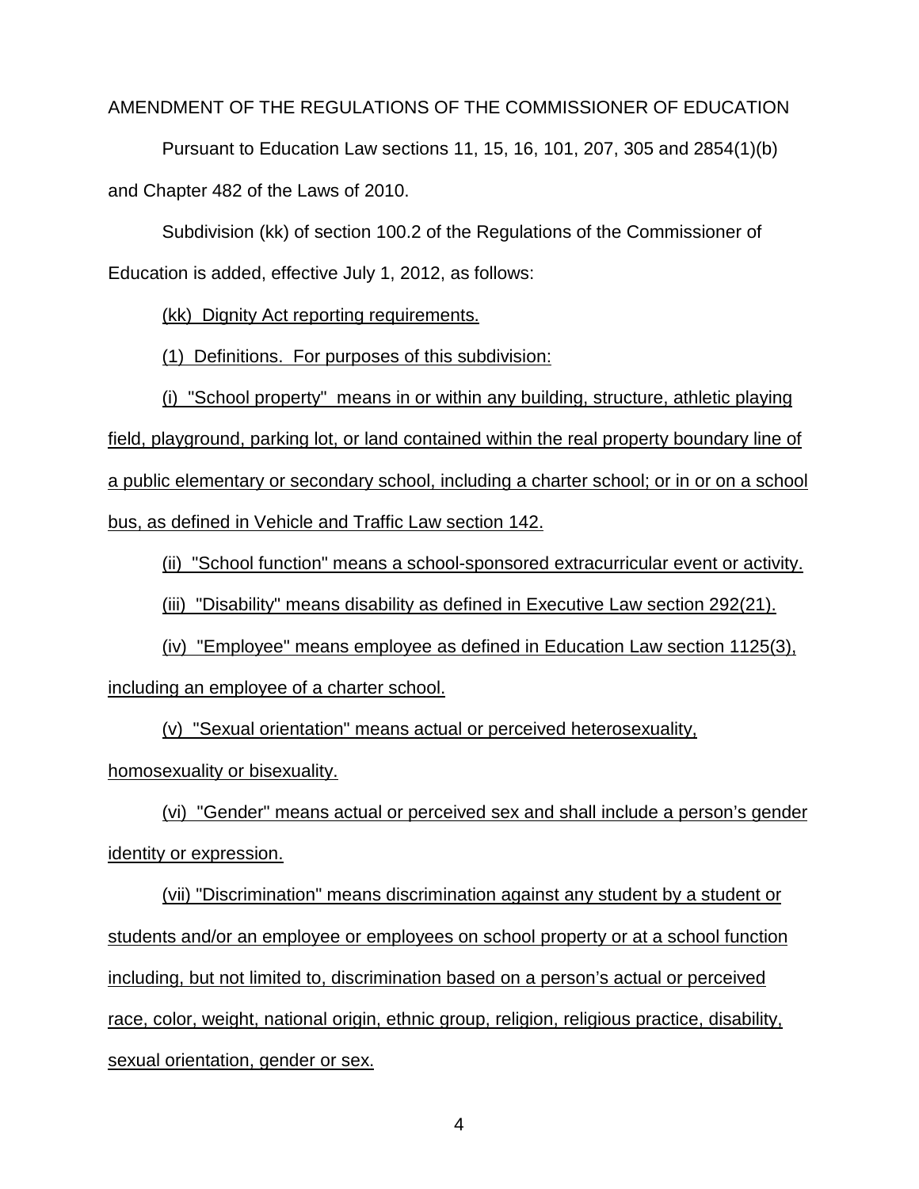AMENDMENT OF THE REGULATIONS OF THE COMMISSIONER OF EDUCATION

Pursuant to Education Law sections 11, 15, 16, 101, 207, 305 and 2854(1)(b) and Chapter 482 of the Laws of 2010.

Subdivision (kk) of section 100.2 of the Regulations of the Commissioner of Education is added, effective July 1, 2012, as follows:

<u>(kk) Dignity Act reporting requirements.</u>

<u>(1) Definitions. For purposes of this subdivision:</u>

<u>(i) "School property" means in or within any building, structure, athletic playing field, playground, parking lot, or land contained within the real property boundary line of a public elementary or secondary school, including a charter school; or in or on a school bus, as defined in Vehicle and Traffic Law section 142.</u>

<u>(ii) "School function" means a school-sponsored extracurricular event or activity.</u>

<u>(iii) "Disability" means disability as defined in Executive Law section 292(21).</u>

<u>(iv) "Employee" means employee as defined in Education Law section 1125(3), including an employee of a charter school.</u>

<u>(v) "Sexual orientation" means actual or perceived heterosexuality, homosexuality or bisexuality.</u>

<u>(vi) "Gender" means actual or perceived sex and shall include a person's gender identity or expression.</u>

<u>(vii) "Discrimination" means discrimination against any student by a student or students and/or an employee or employees on school property or at a school function including, but not limited to, discrimination based on a person's actual or perceived race, color, weight, national origin, ethnic group, religion, religious practice, disability, sexual orientation, gender or sex.</u>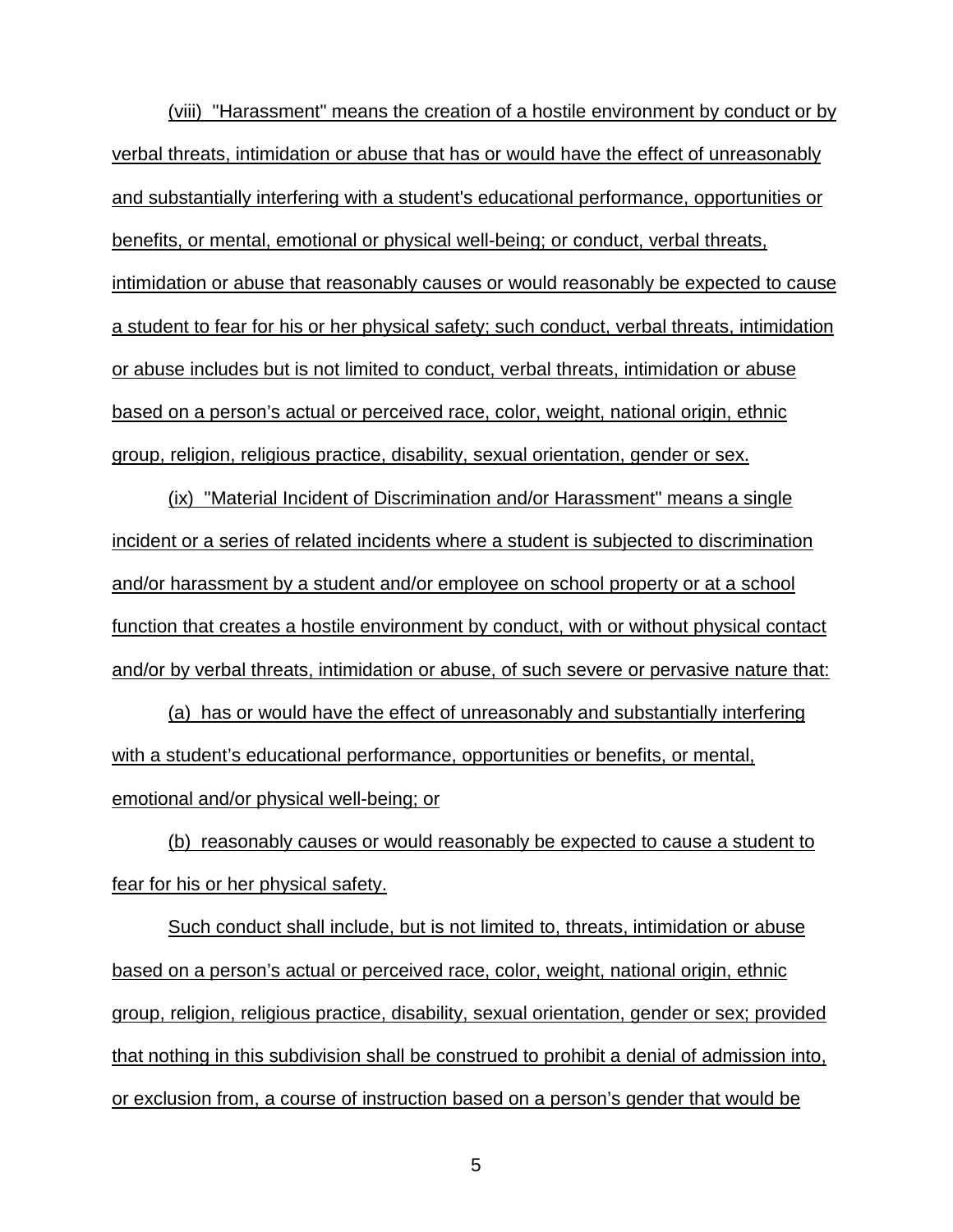(viii) "Harassment" means the creation of a hostile environment by conduct or by verbal threats, intimidation or abuse that has or would have the effect of unreasonably and substantially interfering with a student's educational performance, opportunities or benefits, or mental, emotional or physical well-being; or conduct, verbal threats, intimidation or abuse that reasonably causes or would reasonably be expected to cause a student to fear for his or her physical safety; such conduct, verbal threats, intimidation or abuse includes but is not limited to conduct, verbal threats, intimidation or abuse based on a person's actual or perceived race, color, weight, national origin, ethnic group, religion, religious practice, disability, sexual orientation, gender or sex.

(ix) "Material Incident of Discrimination and/or Harassment" means a single incident or a series of related incidents where a student is subjected to discrimination and/or harassment by a student and/or employee on school property or at a school function that creates a hostile environment by conduct, with or without physical contact and/or by verbal threats, intimidation or abuse, of such severe or pervasive nature that:

(a) has or would have the effect of unreasonably and substantially interfering with a student's educational performance, opportunities or benefits, or mental, emotional and/or physical well-being; or

(b) reasonably causes or would reasonably be expected to cause a student to fear for his or her physical safety.

Such conduct shall include, but is not limited to, threats, intimidation or abuse based on a person's actual or perceived race, color, weight, national origin, ethnic group, religion, religious practice, disability, sexual orientation, gender or sex; provided that nothing in this subdivision shall be construed to prohibit a denial of admission into, or exclusion from, a course of instruction based on a person's gender that would be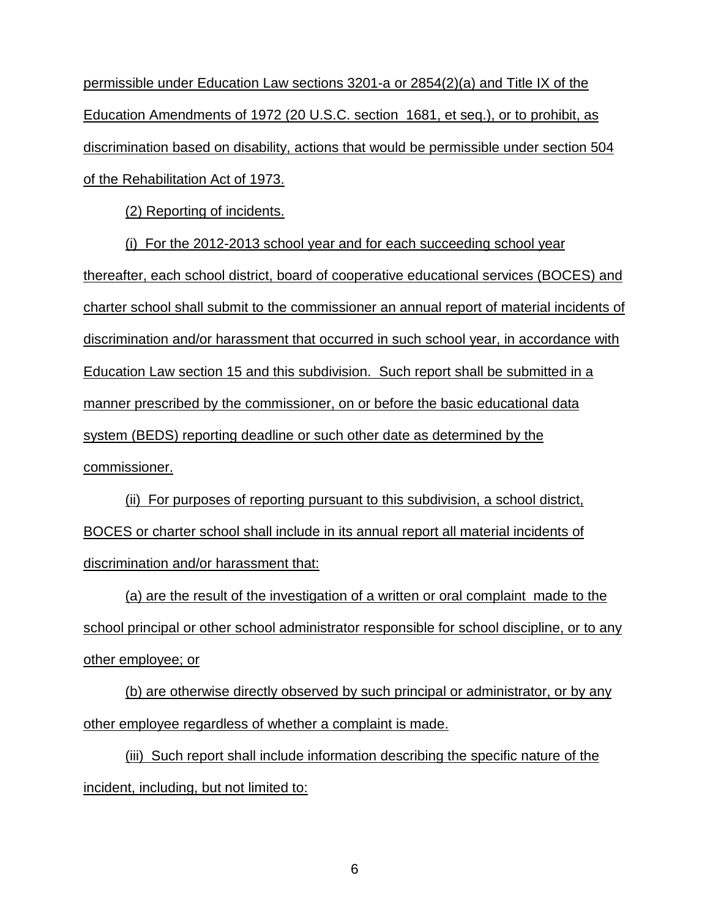permissible under Education Law sections 3201-a or 2854(2)(a) and Title IX of the Education Amendments of 1972 (20 U.S.C. section 1681, et seq.), or to prohibit, as discrimination based on disability, actions that would be permissible under section 504 of the Rehabilitation Act of 1973.

(2) Reporting of incidents.

(i) For the 2012-2013 school year and for each succeeding school year thereafter, each school district, board of cooperative educational services (BOCES) and charter school shall submit to the commissioner an annual report of material incidents of discrimination and/or harassment that occurred in such school year, in accordance with Education Law section 15 and this subdivision. Such report shall be submitted in a manner prescribed by the commissioner, on or before the basic educational data system (BEDS) reporting deadline or such other date as determined by the commissioner.

(ii) For purposes of reporting pursuant to this subdivision, a school district, BOCES or charter school shall include in its annual report all material incidents of discrimination and/or harassment that:

(a) are the result of the investigation of a written or oral complaint made to the school principal or other school administrator responsible for school discipline, or to any other employee; or

(b) are otherwise directly observed by such principal or administrator, or by any other employee regardless of whether a complaint is made.

(iii) Such report shall include information describing the specific nature of the incident, including, but not limited to: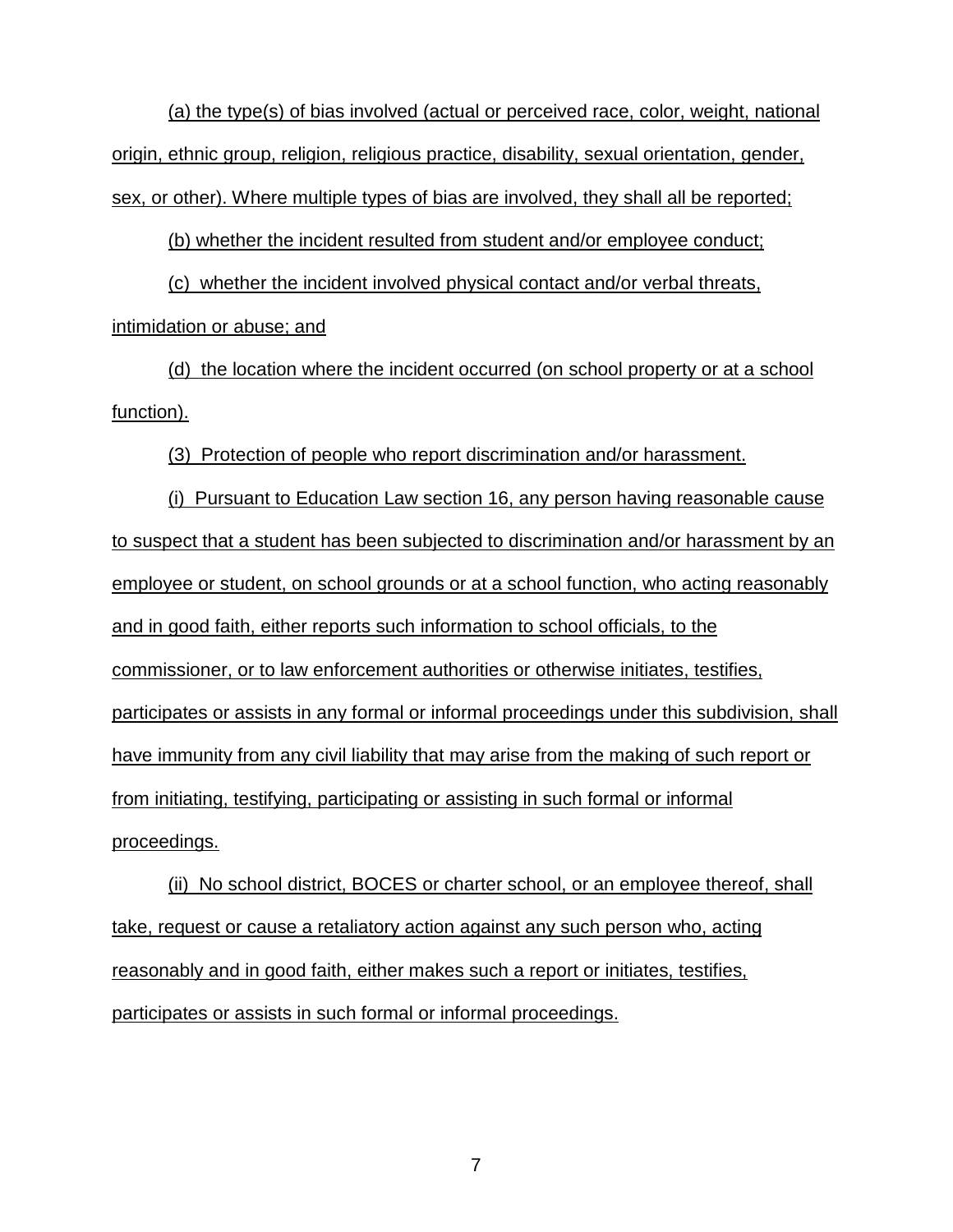(a) the type(s) of bias involved (actual or perceived race, color, weight, national origin, ethnic group, religion, religious practice, disability, sexual orientation, gender, sex, or other). Where multiple types of bias are involved, they shall all be reported;

(b) whether the incident resulted from student and/or employee conduct;

(c) whether the incident involved physical contact and/or verbal threats, intimidation or abuse; and

(d) the location where the incident occurred (on school property or at a school function).

(3) Protection of people who report discrimination and/or harassment.

(i) Pursuant to Education Law section 16, any person having reasonable cause to suspect that a student has been subjected to discrimination and/or harassment by an employee or student, on school grounds or at a school function, who acting reasonably and in good faith, either reports such information to school officials, to the commissioner, or to law enforcement authorities or otherwise initiates, testifies, participates or assists in any formal or informal proceedings under this subdivision, shall have immunity from any civil liability that may arise from the making of such report or from initiating, testifying, participating or assisting in such formal or informal proceedings.

(ii) No school district, BOCES or charter school, or an employee thereof, shall take, request or cause a retaliatory action against any such person who, acting reasonably and in good faith, either makes such a report or initiates, testifies, participates or assists in such formal or informal proceedings.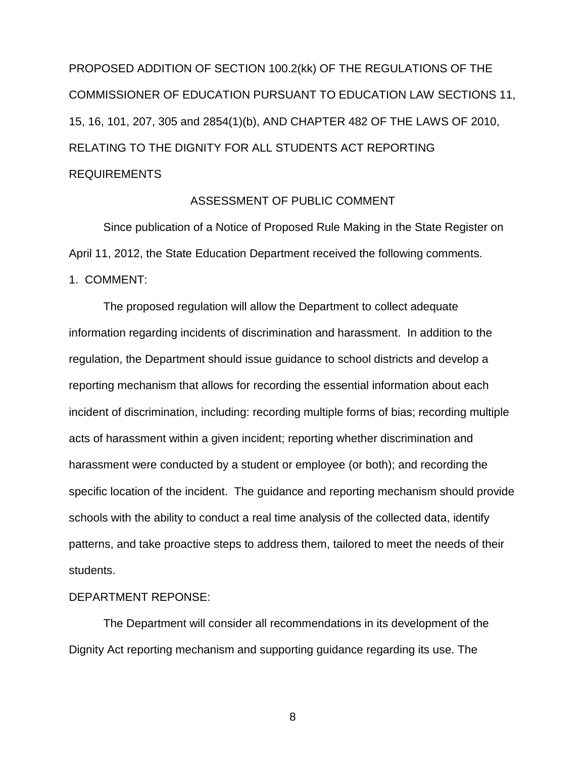PROPOSED ADDITION OF SECTION 100.2(kk) OF THE REGULATIONS OF THE COMMISSIONER OF EDUCATION PURSUANT TO EDUCATION LAW SECTIONS 11, 15, 16, 101, 207, 305 and 2854(1)(b), AND CHAPTER 482 OF THE LAWS OF 2010, RELATING TO THE DIGNITY FOR ALL STUDENTS ACT REPORTING REQUIREMENTS

ASSESSMENT OF PUBLIC COMMENT

Since publication of a Notice of Proposed Rule Making in the State Register on April 11, 2012, the State Education Department received the following comments.

1. COMMENT:

The proposed regulation will allow the Department to collect adequate information regarding incidents of discrimination and harassment. In addition to the regulation, the Department should issue guidance to school districts and develop a reporting mechanism that allows for recording the essential information about each incident of discrimination, including: recording multiple forms of bias; recording multiple acts of harassment within a given incident; reporting whether discrimination and harassment were conducted by a student or employee (or both); and recording the specific location of the incident. The guidance and reporting mechanism should provide schools with the ability to conduct a real time analysis of the collected data, identify patterns, and take proactive steps to address them, tailored to meet the needs of their students.

DEPARTMENT REPONSE:

The Department will consider all recommendations in its development of the Dignity Act reporting mechanism and supporting guidance regarding its use. The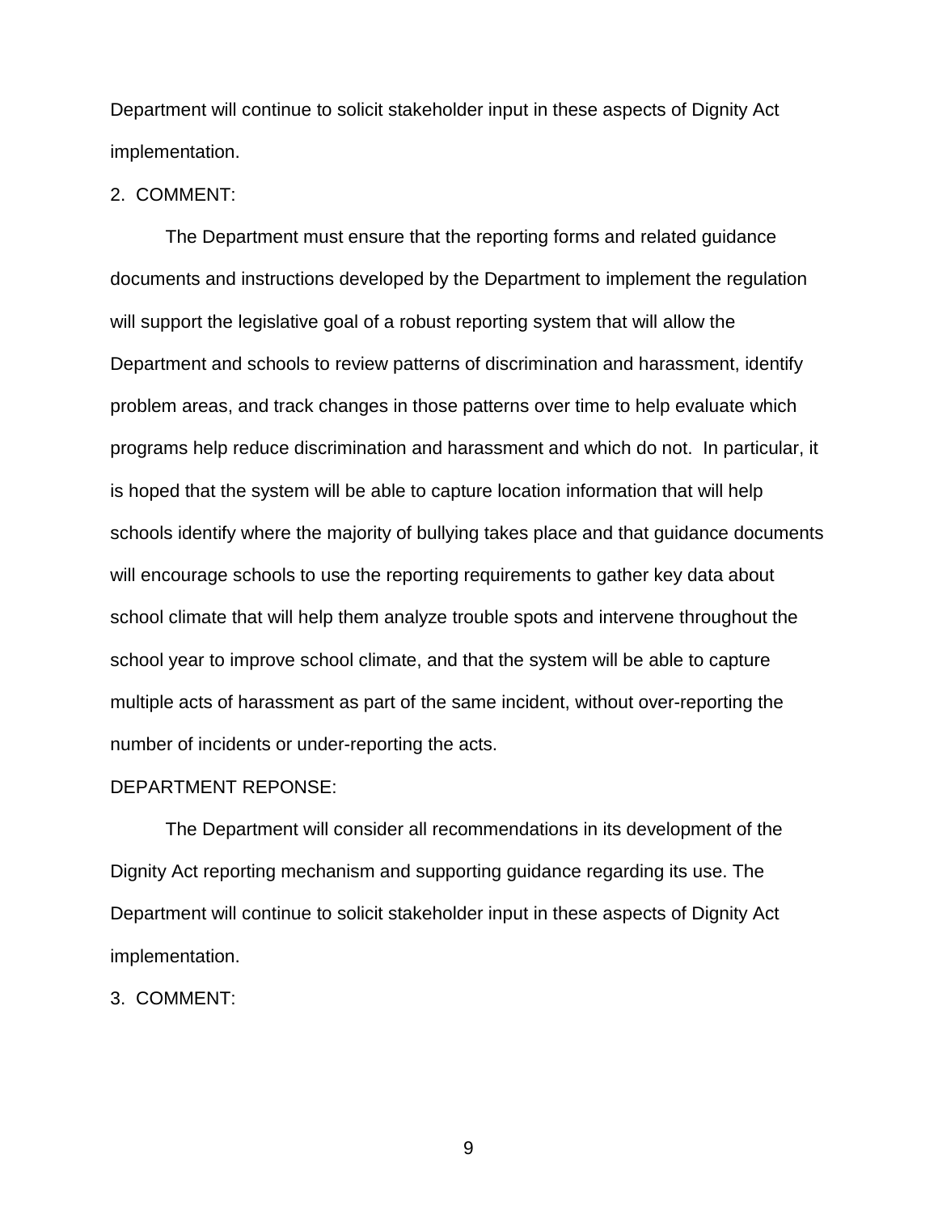Department will continue to solicit stakeholder input in these aspects of Dignity Act implementation.

2. COMMENT:

The Department must ensure that the reporting forms and related guidance documents and instructions developed by the Department to implement the regulation will support the legislative goal of a robust reporting system that will allow the Department and schools to review patterns of discrimination and harassment, identify problem areas, and track changes in those patterns over time to help evaluate which programs help reduce discrimination and harassment and which do not. In particular, it is hoped that the system will be able to capture location information that will help schools identify where the majority of bullying takes place and that guidance documents will encourage schools to use the reporting requirements to gather key data about school climate that will help them analyze trouble spots and intervene throughout the school year to improve school climate, and that the system will be able to capture multiple acts of harassment as part of the same incident, without over-reporting the number of incidents or under-reporting the acts.

DEPARTMENT REPONSE:

The Department will consider all recommendations in its development of the Dignity Act reporting mechanism and supporting guidance regarding its use. The Department will continue to solicit stakeholder input in these aspects of Dignity Act implementation.

3. COMMENT: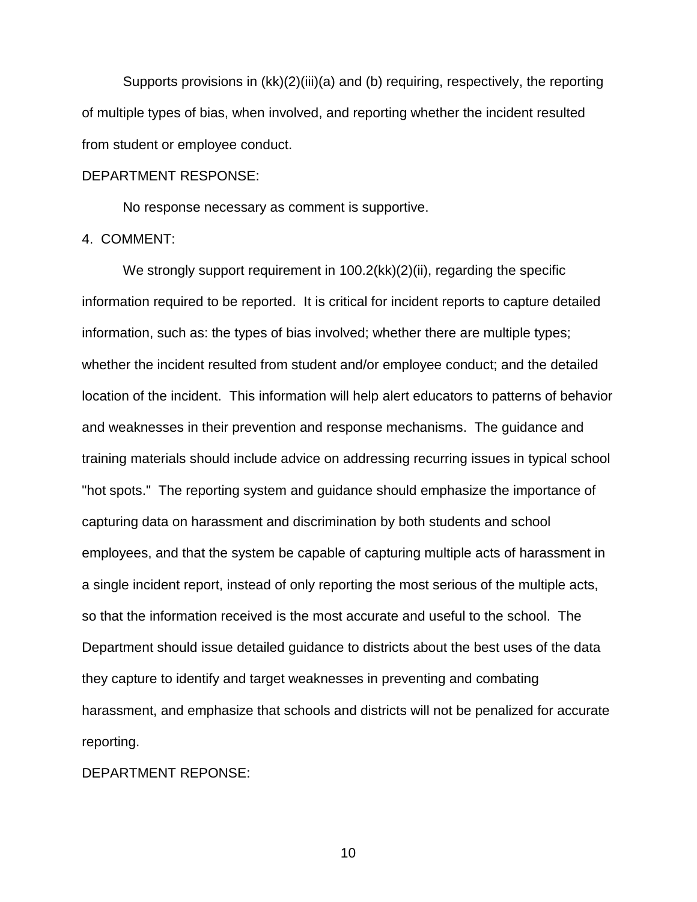Supports provisions in (kk)(2)(iii)(a) and (b) requiring, respectively, the reporting of multiple types of bias, when involved, and reporting whether the incident resulted from student or employee conduct.

DEPARTMENT RESPONSE:

No response necessary as comment is supportive.

4. COMMENT:

We strongly support requirement in 100.2(kk)(2)(ii), regarding the specific information required to be reported. It is critical for incident reports to capture detailed information, such as: the types of bias involved; whether there are multiple types; whether the incident resulted from student and/or employee conduct; and the detailed location of the incident. This information will help alert educators to patterns of behavior and weaknesses in their prevention and response mechanisms. The guidance and training materials should include advice on addressing recurring issues in typical school "hot spots." The reporting system and guidance should emphasize the importance of capturing data on harassment and discrimination by both students and school employees, and that the system be capable of capturing multiple acts of harassment in a single incident report, instead of only reporting the most serious of the multiple acts, so that the information received is the most accurate and useful to the school. The Department should issue detailed guidance to districts about the best uses of the data they capture to identify and target weaknesses in preventing and combating harassment, and emphasize that schools and districts will not be penalized for accurate reporting.

DEPARTMENT REPONSE: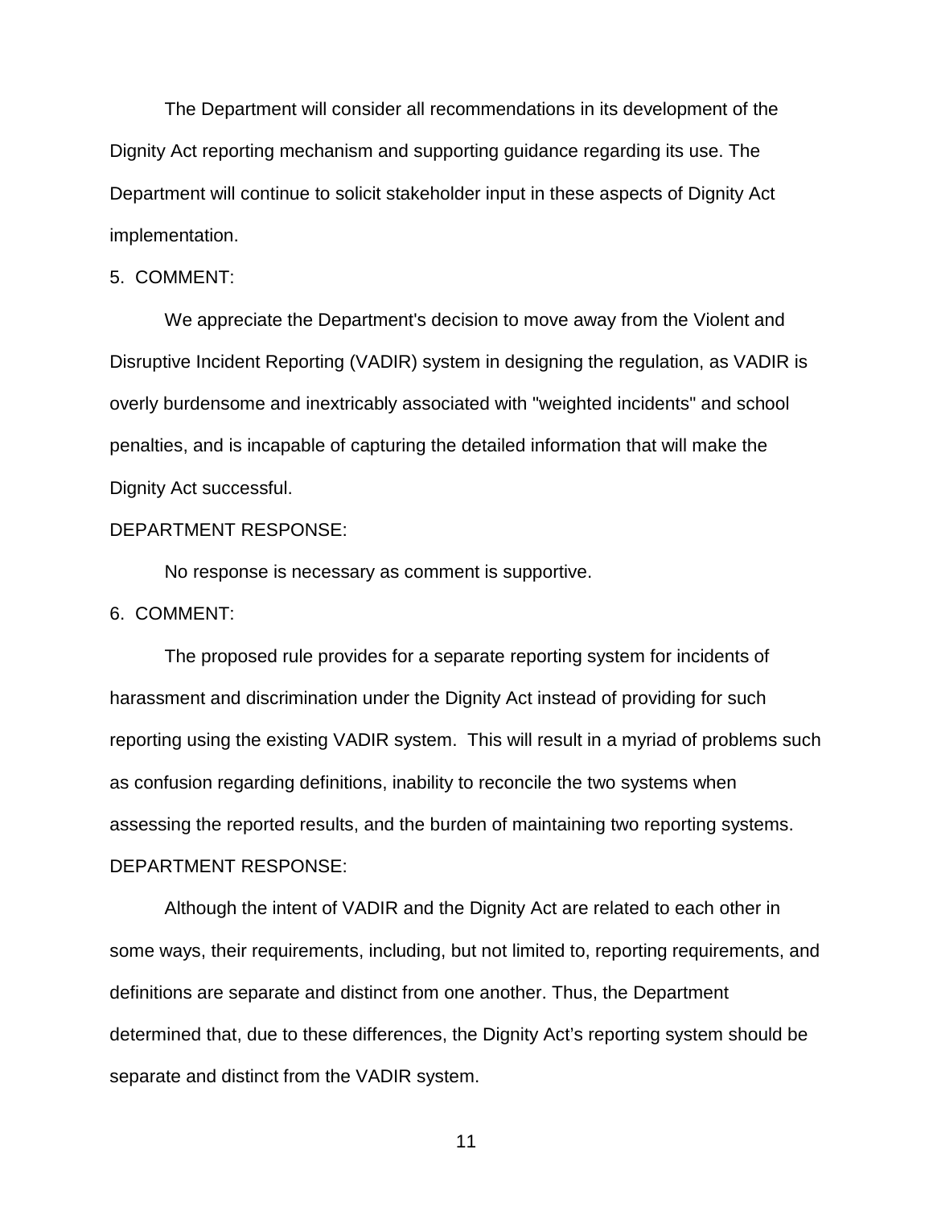The Department will consider all recommendations in its development of the Dignity Act reporting mechanism and supporting guidance regarding its use. The Department will continue to solicit stakeholder input in these aspects of Dignity Act implementation.

5. COMMENT:

We appreciate the Department's decision to move away from the Violent and Disruptive Incident Reporting (VADIR) system in designing the regulation, as VADIR is overly burdensome and inextricably associated with "weighted incidents" and school penalties, and is incapable of capturing the detailed information that will make the Dignity Act successful.

DEPARTMENT RESPONSE:

No response is necessary as comment is supportive.

6. COMMENT:

The proposed rule provides for a separate reporting system for incidents of harassment and discrimination under the Dignity Act instead of providing for such reporting using the existing VADIR system. This will result in a myriad of problems such as confusion regarding definitions, inability to reconcile the two systems when assessing the reported results, and the burden of maintaining two reporting systems.

DEPARTMENT RESPONSE:

Although the intent of VADIR and the Dignity Act are related to each other in some ways, their requirements, including, but not limited to, reporting requirements, and definitions are separate and distinct from one another. Thus, the Department determined that, due to these differences, the Dignity Act's reporting system should be separate and distinct from the VADIR system.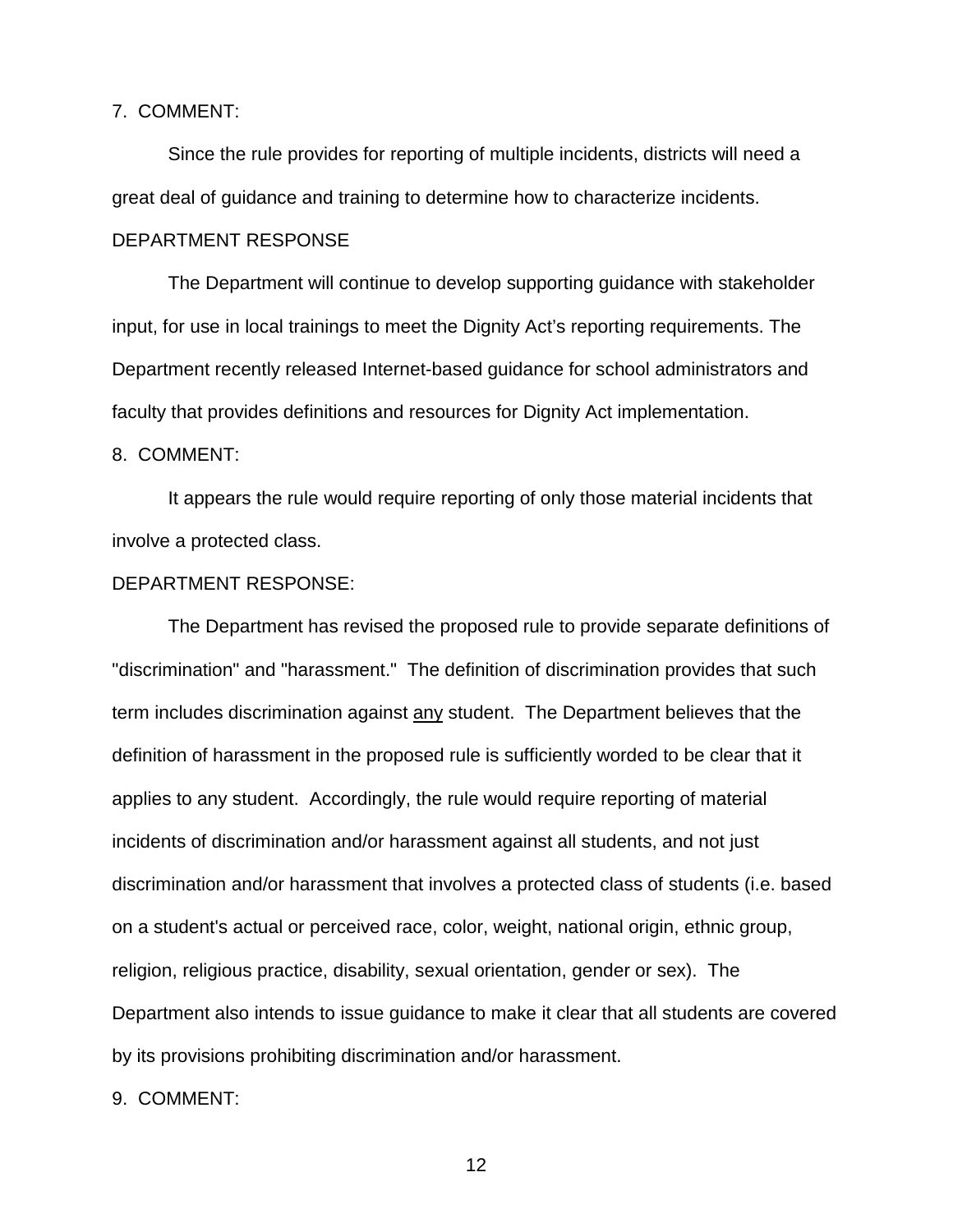7. COMMENT:

Since the rule provides for reporting of multiple incidents, districts will need a great deal of guidance and training to determine how to characterize incidents.

DEPARTMENT RESPONSE

The Department will continue to develop supporting guidance with stakeholder input, for use in local trainings to meet the Dignity Act's reporting requirements. The Department recently released Internet-based guidance for school administrators and faculty that provides definitions and resources for Dignity Act implementation.

8. COMMENT:

It appears the rule would require reporting of only those material incidents that involve a protected class.

DEPARTMENT RESPONSE:

The Department has revised the proposed rule to provide separate definitions of "discrimination" and "harassment." The definition of discrimination provides that such term includes discrimination against <u>any</u> student. The Department believes that the definition of harassment in the proposed rule is sufficiently worded to be clear that it applies to any student. Accordingly, the rule would require reporting of material incidents of discrimination and/or harassment against all students, and not just discrimination and/or harassment that involves a protected class of students (i.e. based on a student's actual or perceived race, color, weight, national origin, ethnic group, religion, religious practice, disability, sexual orientation, gender or sex). The Department also intends to issue guidance to make it clear that all students are covered by its provisions prohibiting discrimination and/or harassment.

9. COMMENT: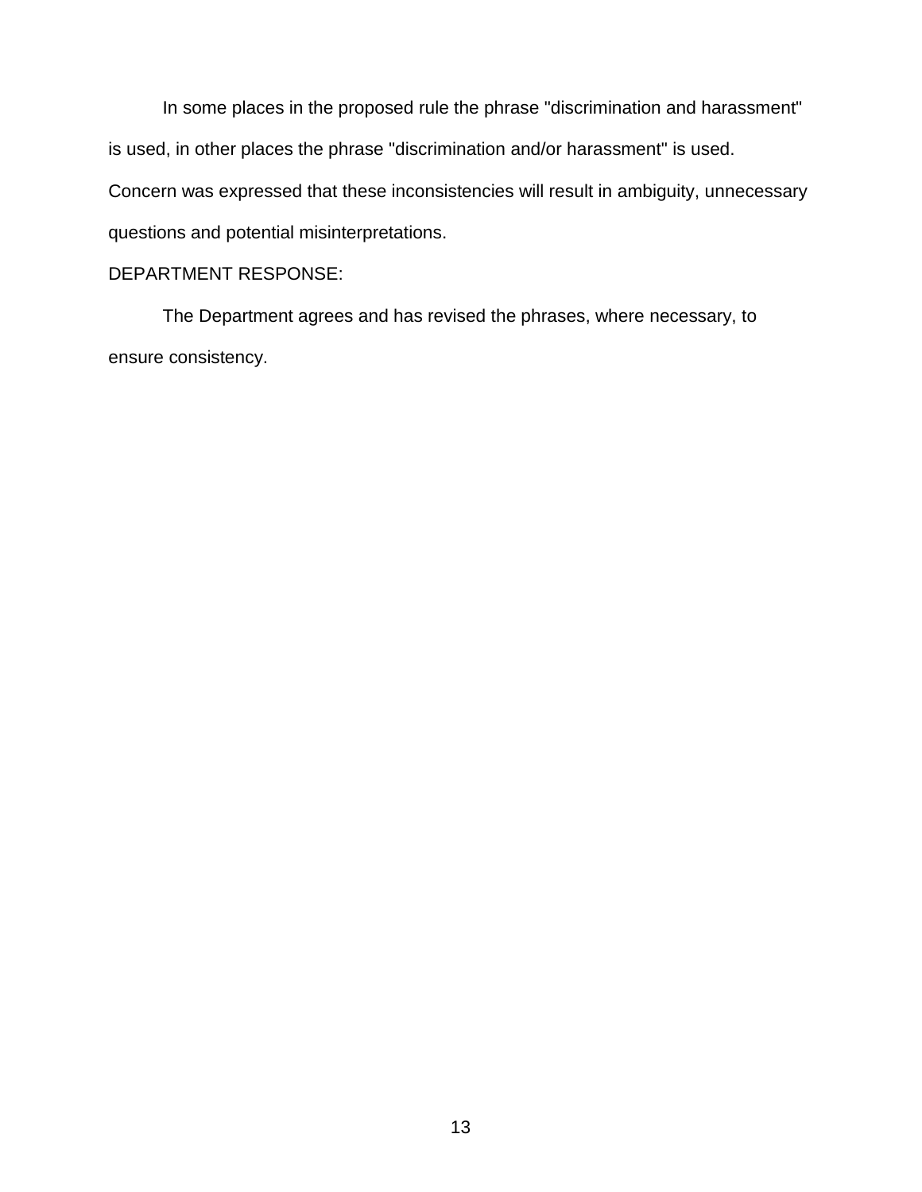In some places in the proposed rule the phrase "discrimination and harassment" is used, in other places the phrase "discrimination and/or harassment" is used. Concern was expressed that these inconsistencies will result in ambiguity, unnecessary questions and potential misinterpretations.

DEPARTMENT RESPONSE:

The Department agrees and has revised the phrases, where necessary, to ensure consistency.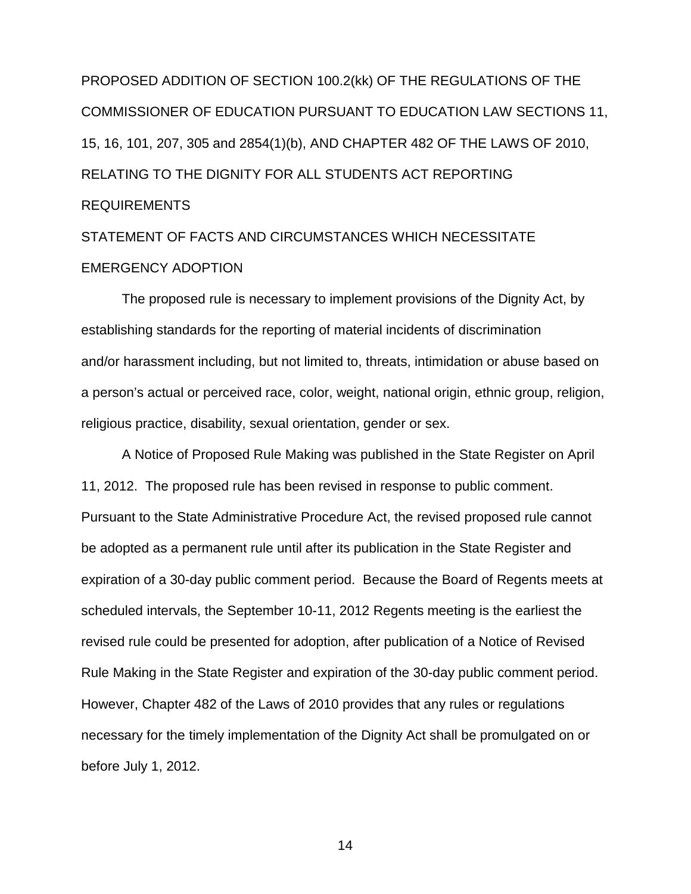PROPOSED ADDITION OF SECTION 100.2(kk) OF THE REGULATIONS OF THE COMMISSIONER OF EDUCATION PURSUANT TO EDUCATION LAW SECTIONS 11, 15, 16, 101, 207, 305 and 2854(1)(b), AND CHAPTER 482 OF THE LAWS OF 2010, RELATING TO THE DIGNITY FOR ALL STUDENTS ACT REPORTING REQUIREMENTS

STATEMENT OF FACTS AND CIRCUMSTANCES WHICH NECESSITATE EMERGENCY ADOPTION

The proposed rule is necessary to implement provisions of the Dignity Act, by establishing standards for the reporting of material incidents of discrimination and/or harassment including, but not limited to, threats, intimidation or abuse based on a person's actual or perceived race, color, weight, national origin, ethnic group, religion, religious practice, disability, sexual orientation, gender or sex.

A Notice of Proposed Rule Making was published in the State Register on April 11, 2012. The proposed rule has been revised in response to public comment. Pursuant to the State Administrative Procedure Act, the revised proposed rule cannot be adopted as a permanent rule until after its publication in the State Register and expiration of a 30-day public comment period. Because the Board of Regents meets at scheduled intervals, the September 10-11, 2012 Regents meeting is the earliest the revised rule could be presented for adoption, after publication of a Notice of Revised Rule Making in the State Register and expiration of the 30-day public comment period. However, Chapter 482 of the Laws of 2010 provides that any rules or regulations necessary for the timely implementation of the Dignity Act shall be promulgated on or before July 1, 2012.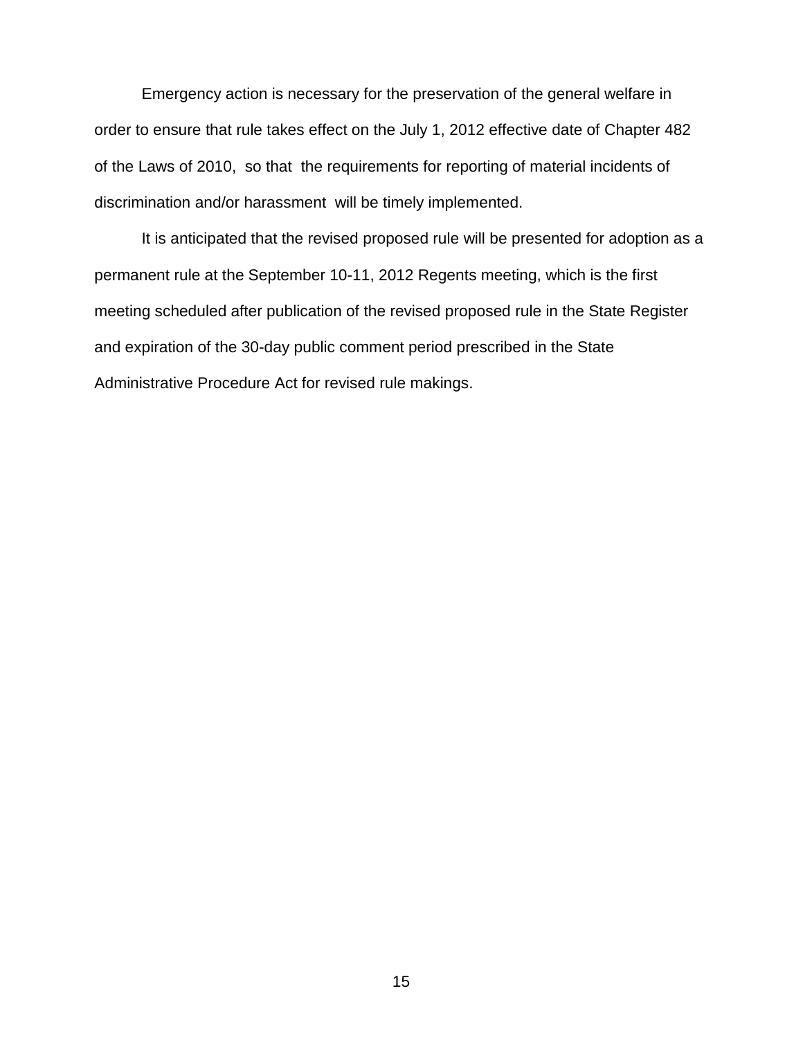Emergency action is necessary for the preservation of the general welfare in order to ensure that rule takes effect on the July 1, 2012 effective date of Chapter 482 of the Laws of 2010, so that the requirements for reporting of material incidents of discrimination and/or harassment will be timely implemented.

It is anticipated that the revised proposed rule will be presented for adoption as a permanent rule at the September 10-11, 2012 Regents meeting, which is the first meeting scheduled after publication of the revised proposed rule in the State Register and expiration of the 30-day public comment period prescribed in the State Administrative Procedure Act for revised rule makings.